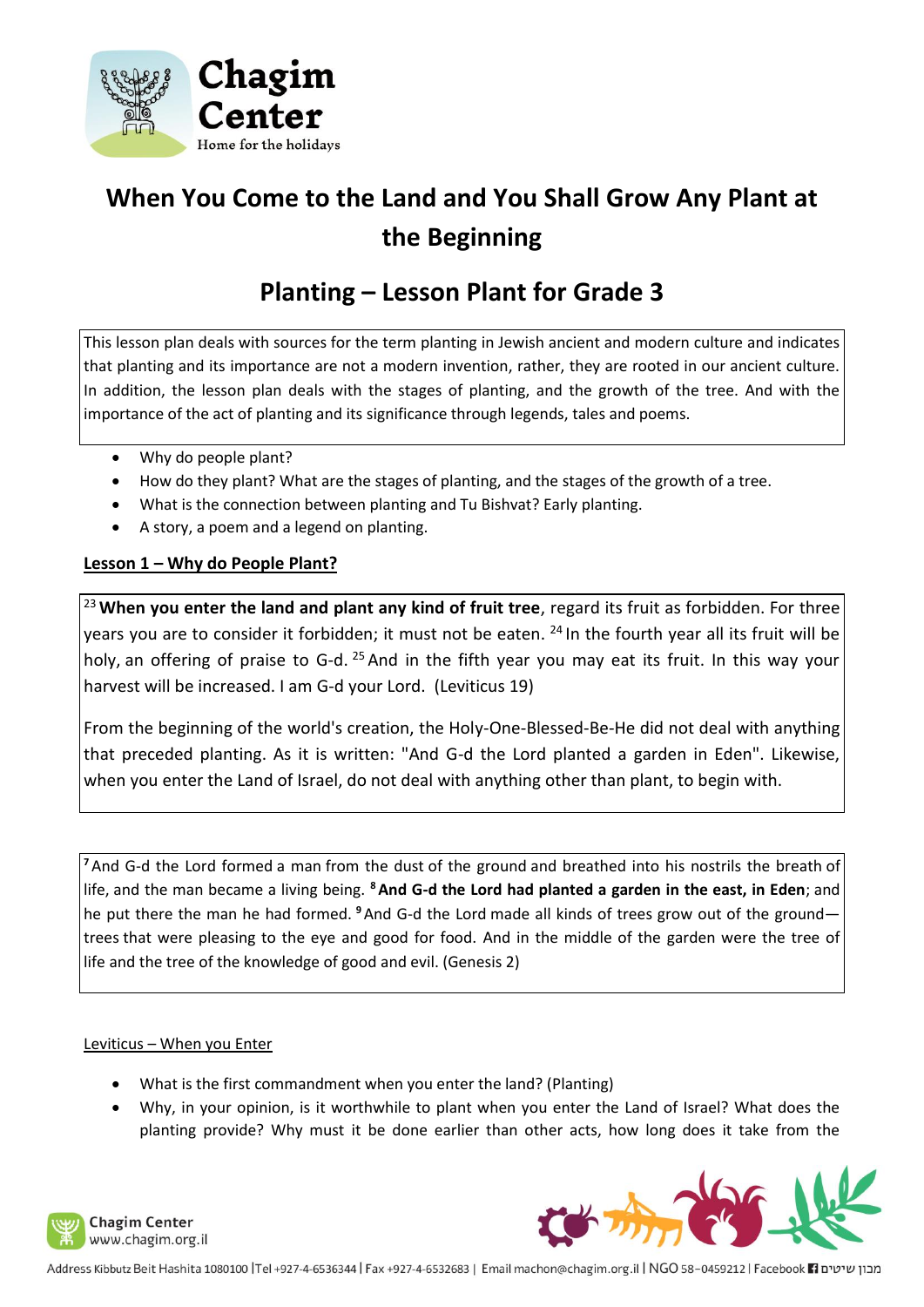# When You Come to the Land and You Shall Grow Any Plant at the Beginning

## Planting – Lesson Plant for Grade 3

This lesson plan deals with sources for the term planting in Jewish ancient and modern culture and indicates that planting and its importance are not a modern invention, rather, they are rooted in our ancient culture. In addition, the lesson plan deals with the stages of planting, and the growth of the tree. And with the importance of the act of planting and its significance through legends, tales and poems.

- Why do people plant?
- How do they plant? What are the stages of planting, and the stages of the growth of a tree.
- What is the connection between planting and Tu Bishvat? Early planting.
- A story, a poem and a legend on planting.

**Lesson 1 – Why do People Plant?**

[23] **When you enter the land and plant any kind of fruit tree**, regard its fruit as forbidden. For three years you are to consider it forbidden; it must not be eaten. [24] In the fourth year all its fruit will be holy, an offering of praise to G-d. [25] And in the fifth year you may eat its fruit. In this way your harvest will be increased. I am G-d your Lord. (Leviticus 19)

From the beginning of the world's creation, the Holy-One-Blessed-Be-He did not deal with anything that preceded planting. As it is written: "And G-d the Lord planted a garden in Eden". Likewise, when you enter the Land of Israel, do not deal with anything other than plant, to begin with.

[7] And G-d the Lord formed a man from the dust of the ground and breathed into his nostrils the breath of life, and the man became a living being. [8] **And G-d the Lord had planted a garden in the east, in Eden**; and he put there the man he had formed. [9] And G-d the Lord made all kinds of trees grow out of the ground—trees that were pleasing to the eye and good for food. And in the middle of the garden were the tree of life and the tree of the knowledge of good and evil. (Genesis 2)

Leviticus – When you Enter

- What is the first commandment when you enter the land? (Planting)
- Why, in your opinion, is it worthwhile to plant when you enter the Land of Israel? What does the planting provide? Why must it be done earlier than other acts, how long does it take from the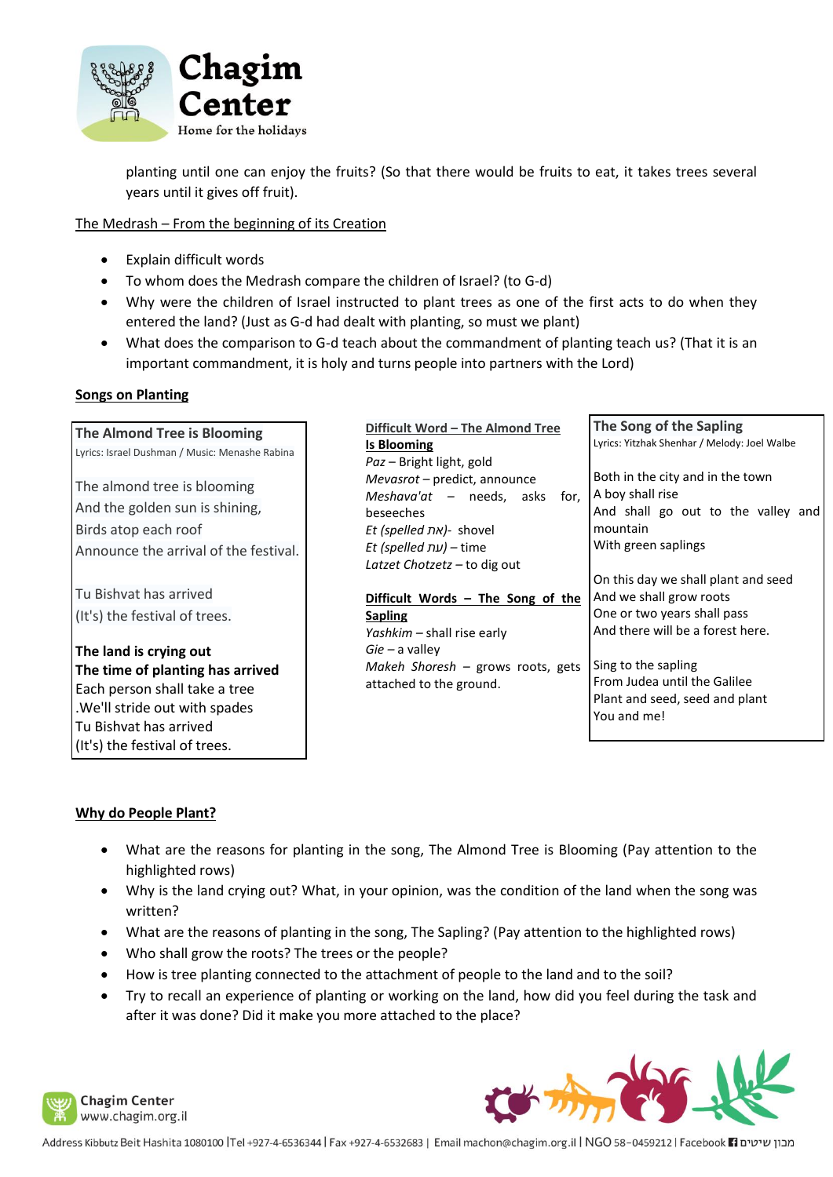planting until one can enjoy the fruits? (So that there would be fruits to eat, it takes trees several years until it gives off fruit).

The Medrash – From the beginning of its Creation

- Explain difficult words
- To whom does the Medrash compare the children of Israel? (to G-d)
- Why were the children of Israel instructed to plant trees as one of the first acts to do when they entered the land? (Just as G-d had dealt with planting, so must we plant)
- What does the comparison to G-d teach about the commandment of planting teach us? (That it is an important commandment, it is holy and turns people into partners with the Lord)

**Songs on Planting**

**The Almond Tree is Blooming**

Lyrics: Israel Dushman / Music: Menashe Rabina

The almond tree is blooming
And the golden sun is shining,
Birds atop each roof
Announce the arrival of the festival.

Tu Bishvat has arrived
(It's) the festival of trees.

**The land is crying out**
**The time of planting has arrived**
Each person shall take a tree
.We'll stride out with spades
Tu Bishvat has arrived
(It's) the festival of trees.

**Difficult Word – The Almond Tree Is Blooming**

*Paz* – Bright light, gold
*Mevasrot* – predict, announce
*Meshava'at* – needs, asks for, beseeches
*Et (spelled את)*- shovel
*Et (spelled עת)* – time
*Latzet Chotzetz* – to dig out

**Difficult Words – The Song of the Sapling**

*Yashkim* – shall rise early
*Gie* – a valley
*Makeh Shoresh* – grows roots, gets attached to the ground.

**The Song of the Sapling**

Lyrics: Yitzhak Shenhar / Melody: Joel Walbe

Both in the city and in the town
A boy shall rise
And shall go out to the valley and mountain
With green saplings

On this day we shall plant and seed
And we shall grow roots
One or two years shall pass
And there will be a forest here.

Sing to the sapling
From Judea until the Galilee
Plant and seed, seed and plant
You and me!

**Why do People Plant?**

- What are the reasons for planting in the song, The Almond Tree is Blooming (Pay attention to the highlighted rows)
- Why is the land crying out? What, in your opinion, was the condition of the land when the song was written?
- What are the reasons of planting in the song, The Sapling? (Pay attention to the highlighted rows)
- Who shall grow the roots? The trees or the people?
- How is tree planting connected to the attachment of people to the land and to the soil?
- Try to recall an experience of planting or working on the land, how did you feel during the task and after it was done? Did it make you more attached to the place?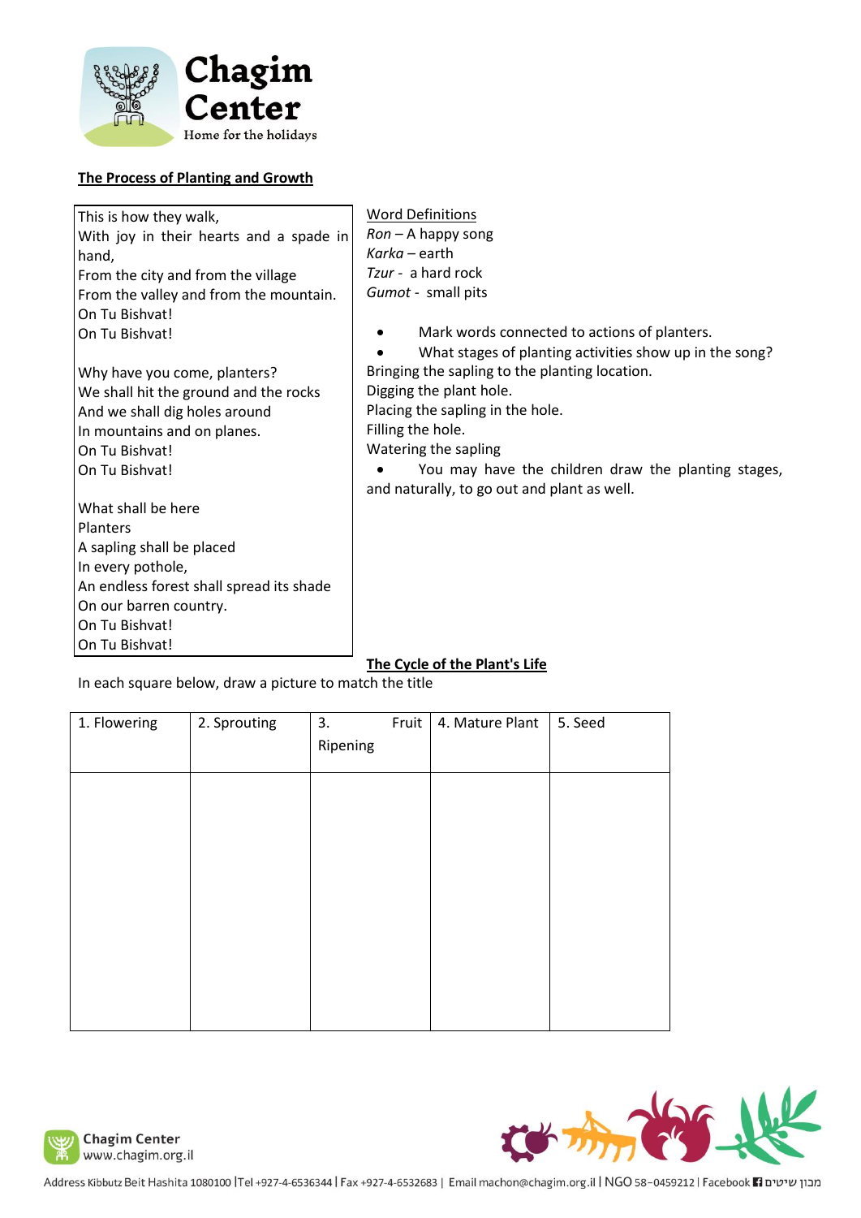## The Process of Planting and Growth

This is how they walk,
With joy in their hearts and a spade in hand,
From the city and from the village
From the valley and from the mountain.
On Tu Bishvat!
On Tu Bishvat!

Why have you come, planters?
We shall hit the ground and the rocks
And we shall dig holes around
In mountains and on planes.
On Tu Bishvat!
On Tu Bishvat!

What shall be here
Planters
A sapling shall be placed
In every pothole,
An endless forest shall spread its shade
On our barren country.
On Tu Bishvat!
On Tu Bishvat!

Word Definitions

*Ron* – A happy song
*Karka* – earth
*Tzur* - a hard rock
*Gumot* - small pits

- Mark words connected to actions of planters.
- What stages of planting activities show up in the song?

Bringing the sapling to the planting location.
Digging the plant hole.
Placing the sapling in the hole.
Filling the hole.
Watering the sapling

- You may have the children draw the planting stages, and naturally, to go out and plant as well.

## The Cycle of the Plant's Life

In each square below, draw a picture to match the title

| 1. Flowering | 2. Sprouting | 3. Fruit Ripening | 4. Mature Plant | 5. Seed |
|---|---|---|---|---|
| | | | | |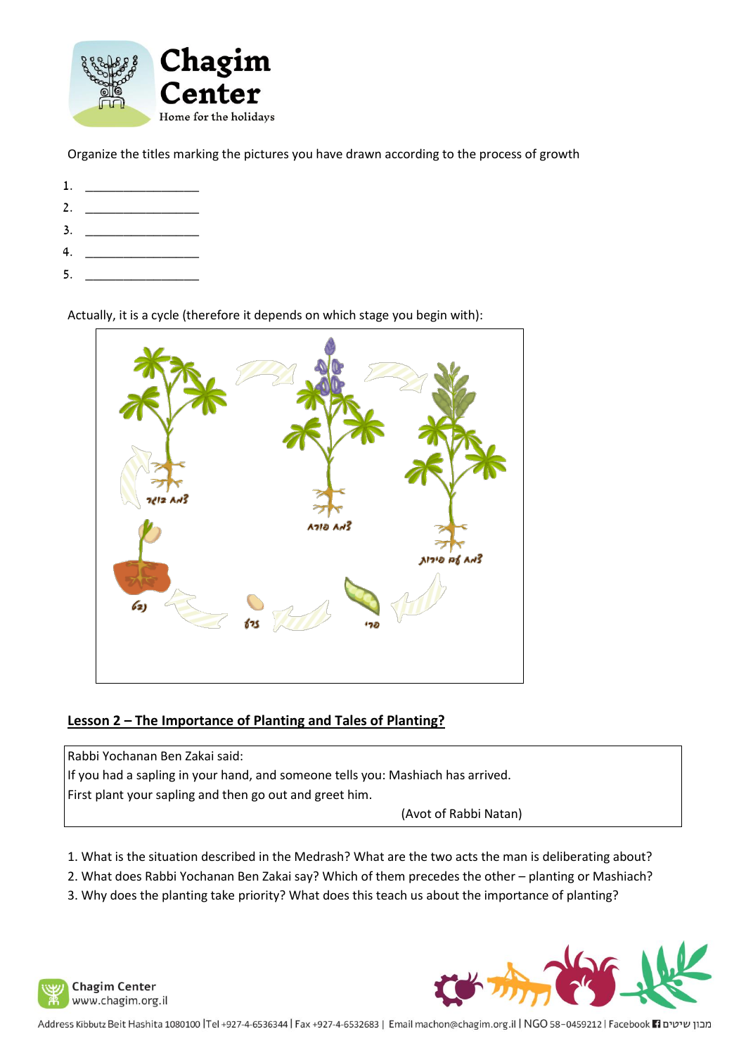Organize the titles marking the pictures you have drawn according to the process of growth

1. ________________
2. ________________
3. ________________
4. ________________
5. ________________

Actually, it is a cycle (therefore it depends on which stage you begin with):

צמח בוגר

צמח פורח

צמח עם פירות

נבט

זרע

פרי

## Lesson 2 – The Importance of Planting and Tales of Planting?

| Rabbi Yochanan Ben Zakai said: If you had a sapling in your hand, and someone tells you: Mashiach has arrived. First plant your sapling and then go out and greet him. (Avot of Rabbi Natan) |
| --- |

1. What is the situation described in the Medrash? What are the two acts the man is deliberating about?
2. What does Rabbi Yochanan Ben Zakai say? Which of them precedes the other – planting or Mashiach?
3. Why does the planting take priority? What does this teach us about the importance of planting?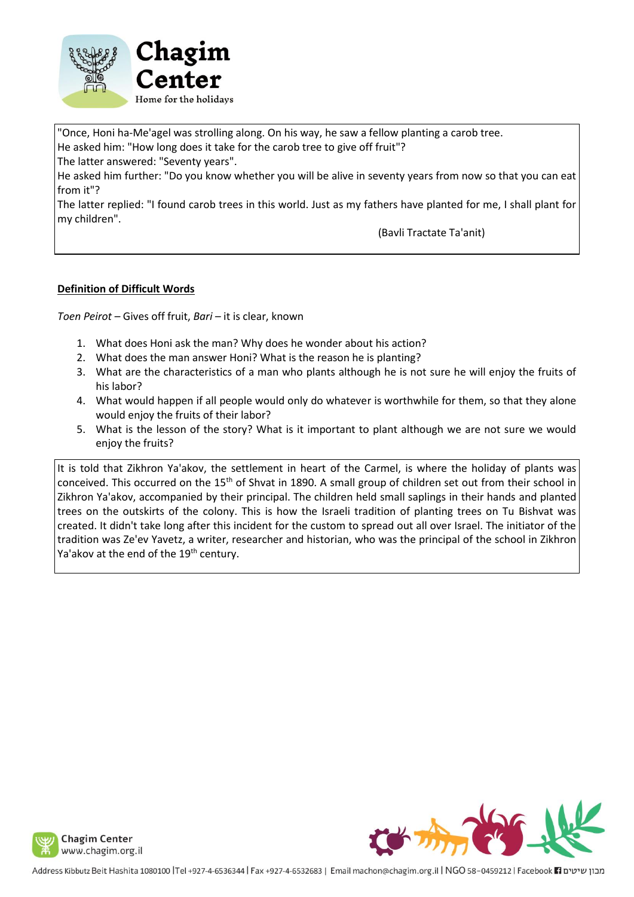"Once, Honi ha-Me'agel was strolling along. On his way, he saw a fellow planting a carob tree.
He asked him: "How long does it take for the carob tree to give off fruit"?
The latter answered: "Seventy years".
He asked him further: "Do you know whether you will be alive in seventy years from now so that you can eat from it"?
The latter replied: "I found carob trees in this world. Just as my fathers have planted for me, I shall plant for my children".

(Bavli Tractate Ta'anit)

**Definition of Difficult Words**

*Toen Peirot* – Gives off fruit, *Bari* – it is clear, known

1. What does Honi ask the man? Why does he wonder about his action?
2. What does the man answer Honi? What is the reason he is planting?
3. What are the characteristics of a man who plants although he is not sure he will enjoy the fruits of his labor?
4. What would happen if all people would only do whatever is worthwhile for them, so that they alone would enjoy the fruits of their labor?
5. What is the lesson of the story? What is it important to plant although we are not sure we would enjoy the fruits?

It is told that Zikhron Ya'akov, the settlement in heart of the Carmel, is where the holiday of plants was conceived. This occurred on the 15th of Shvat in 1890. A small group of children set out from their school in Zikhron Ya'akov, accompanied by their principal. The children held small saplings in their hands and planted trees on the outskirts of the colony. This is how the Israeli tradition of planting trees on Tu Bishvat was created. It didn't take long after this incident for the custom to spread out all over Israel. The initiator of the tradition was Ze'ev Yavetz, a writer, researcher and historian, who was the principal of the school in Zikhron Ya'akov at the end of the 19th century.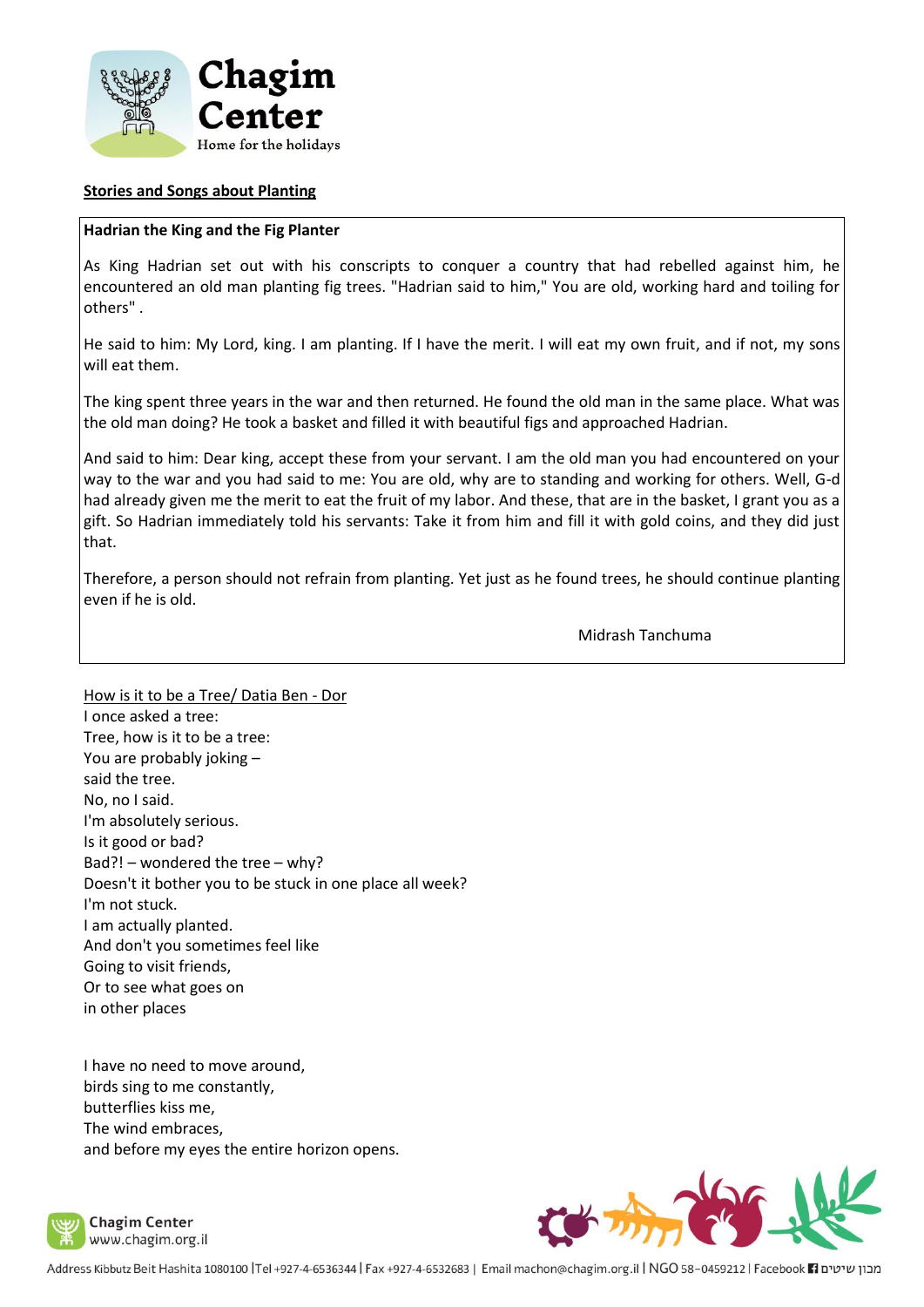**Stories and Songs about Planting**

**Hadrian the King and the Fig Planter**

As King Hadrian set out with his conscripts to conquer a country that had rebelled against him, he encountered an old man planting fig trees. "Hadrian said to him," You are old, working hard and toiling for others" .

He said to him: My Lord, king. I am planting. If I have the merit. I will eat my own fruit, and if not, my sons will eat them.

The king spent three years in the war and then returned. He found the old man in the same place. What was the old man doing? He took a basket and filled it with beautiful figs and approached Hadrian.

And said to him: Dear king, accept these from your servant. I am the old man you had encountered on your way to the war and you had said to me: You are old, why are to standing and working for others. Well, G-d had already given me the merit to eat the fruit of my labor. And these, that are in the basket, I grant you as a gift. So Hadrian immediately told his servants: Take it from him and fill it with gold coins, and they did just that.

Therefore, a person should not refrain from planting. Yet just as he found trees, he should continue planting even if he is old.

Midrash Tanchuma

How is it to be a Tree/ Datia Ben - Dor

I once asked a tree:
Tree, how is it to be a tree:
You are probably joking –
said the tree.
No, no I said.
I'm absolutely serious.
Is it good or bad?
Bad?! – wondered the tree – why?
Doesn't it bother you to be stuck in one place all week?
I'm not stuck.
I am actually planted.
And don't you sometimes feel like
Going to visit friends,
Or to see what goes on
in other places

I have no need to move around,
birds sing to me constantly,
butterflies kiss me,
The wind embraces,
and before my eyes the entire horizon opens.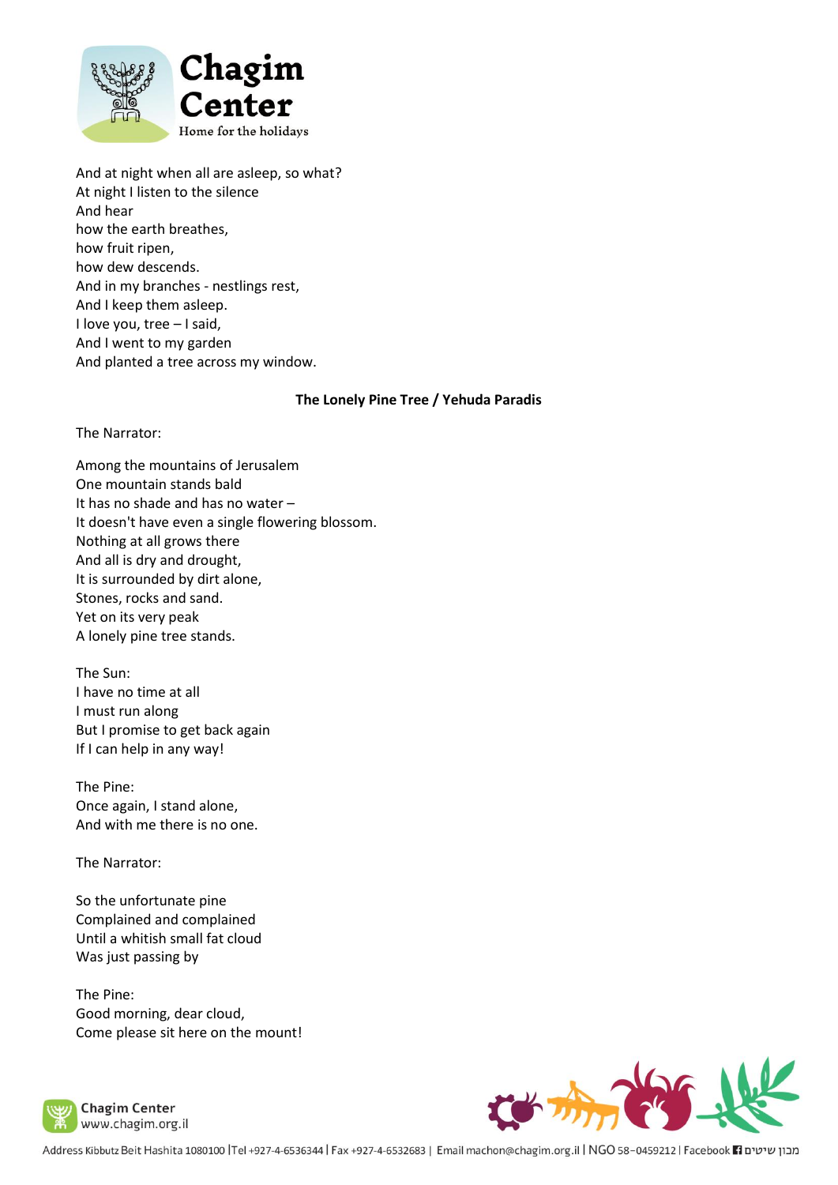And at night when all are asleep, so what?
At night I listen to the silence
And hear
how the earth breathes,
how fruit ripen,
how dew descends.
And in my branches - nestlings rest,
And I keep them asleep.
I love you, tree – I said,
And I went to my garden
And planted a tree across my window.

**The Lonely Pine Tree / Yehuda Paradis**

The Narrator:

Among the mountains of Jerusalem
One mountain stands bald
It has no shade and has no water –
It doesn't have even a single flowering blossom.
Nothing at all grows there
And all is dry and drought,
It is surrounded by dirt alone,
Stones, rocks and sand.
Yet on its very peak
A lonely pine tree stands.

The Sun:
I have no time at all
I must run along
But I promise to get back again
If I can help in any way!

The Pine:
Once again, I stand alone,
And with me there is no one.

The Narrator:

So the unfortunate pine
Complained and complained
Until a whitish small fat cloud
Was just passing by

The Pine:
Good morning, dear cloud,
Come please sit here on the mount!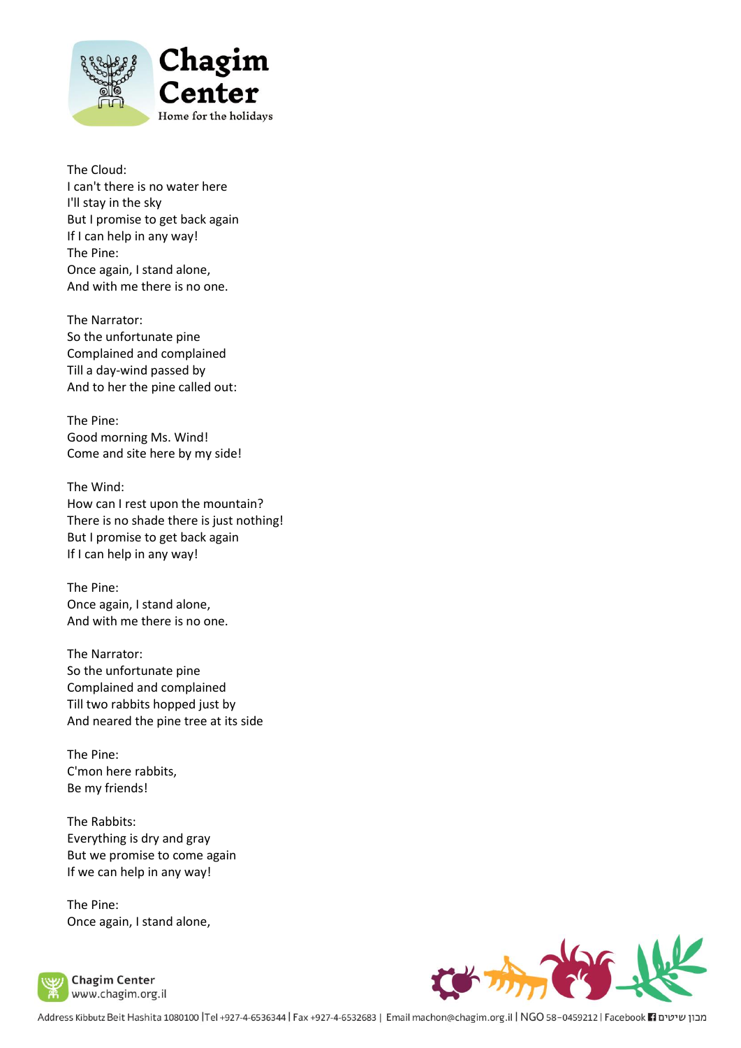The Cloud:
I can't there is no water here
I'll stay in the sky
But I promise to get back again
If I can help in any way!
The Pine:
Once again, I stand alone,
And with me there is no one.

The Narrator:
So the unfortunate pine
Complained and complained
Till a day-wind passed by
And to her the pine called out:

The Pine:
Good morning Ms. Wind!
Come and site here by my side!

The Wind:
How can I rest upon the mountain?
There is no shade there is just nothing!
But I promise to get back again
If I can help in any way!

The Pine:
Once again, I stand alone,
And with me there is no one.

The Narrator:
So the unfortunate pine
Complained and complained
Till two rabbits hopped just by
And neared the pine tree at its side

The Pine:
C'mon here rabbits,
Be my friends!

The Rabbits:
Everything is dry and gray
But we promise to come again
If we can help in any way!

The Pine:
Once again, I stand alone,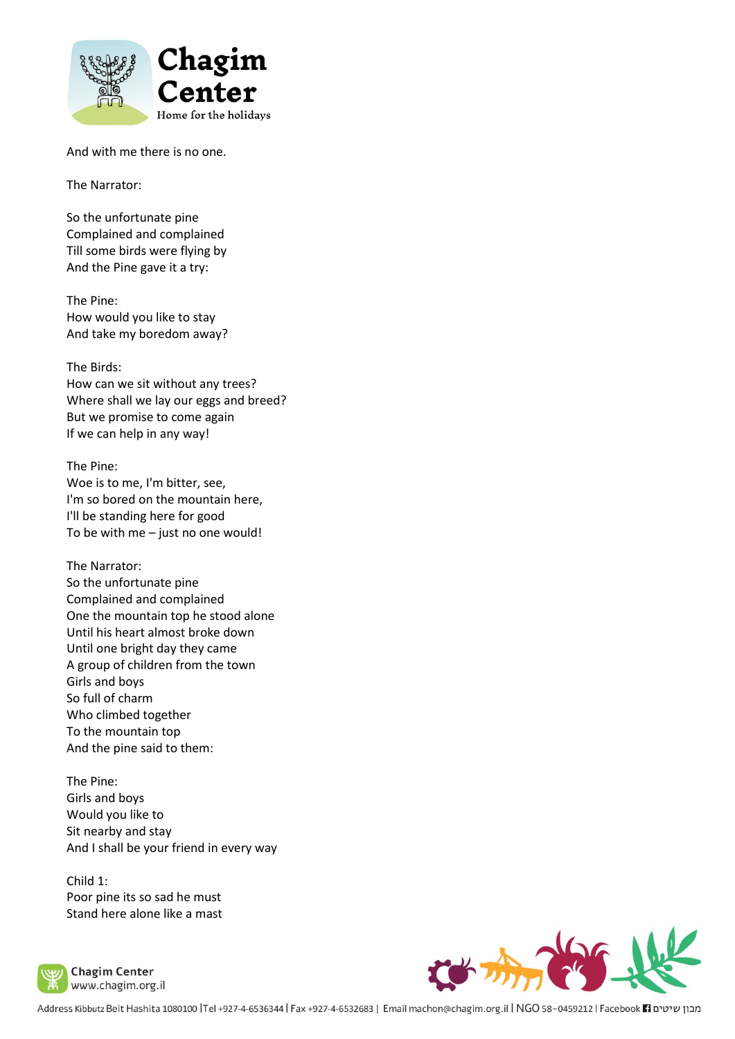And with me there is no one.

The Narrator:

So the unfortunate pine
Complained and complained
Till some birds were flying by
And the Pine gave it a try:

The Pine:
How would you like to stay
And take my boredom away?

The Birds:
How can we sit without any trees?
Where shall we lay our eggs and breed?
But we promise to come again
If we can help in any way!

The Pine:
Woe is to me, I'm bitter, see,
I'm so bored on the mountain here,
I'll be standing here for good
To be with me – just no one would!

The Narrator:
So the unfortunate pine
Complained and complained
One the mountain top he stood alone
Until his heart almost broke down
Until one bright day they came
A group of children from the town
Girls and boys
So full of charm
Who climbed together
To the mountain top
And the pine said to them:

The Pine:
Girls and boys
Would you like to
Sit nearby and stay
And I shall be your friend in every way

Child 1:
Poor pine its so sad he must
Stand here alone like a mast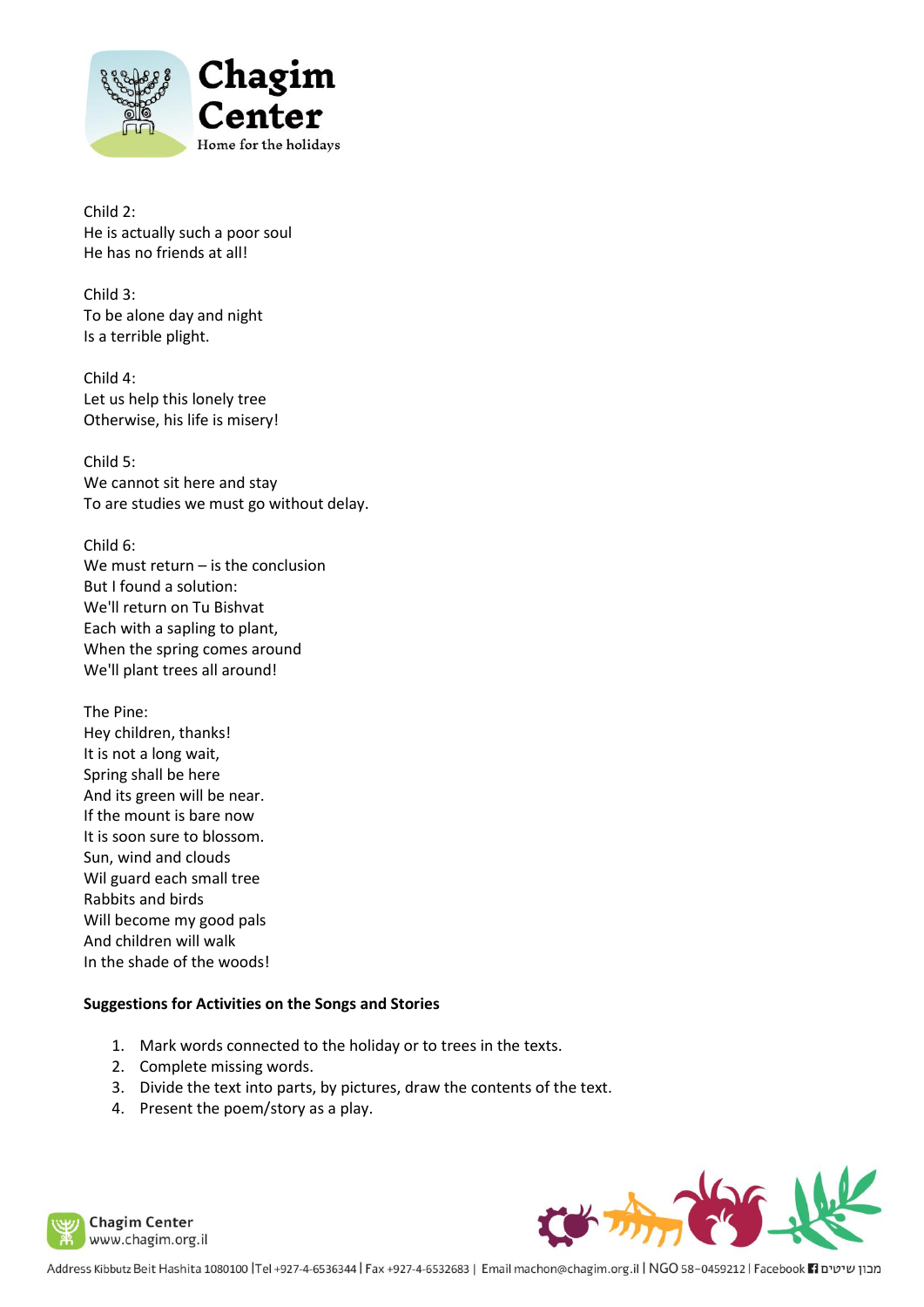Child 2:
He is actually such a poor soul
He has no friends at all!

Child 3:
To be alone day and night
Is a terrible plight.

Child 4:
Let us help this lonely tree
Otherwise, his life is misery!

Child 5:
We cannot sit here and stay
To are studies we must go without delay.

Child 6:
We must return – is the conclusion
But I found a solution:
We'll return on Tu Bishvat
Each with a sapling to plant,
When the spring comes around
We'll plant trees all around!

The Pine:
Hey children, thanks!
It is not a long wait,
Spring shall be here
And its green will be near.
If the mount is bare now
It is soon sure to blossom.
Sun, wind and clouds
Wil guard each small tree
Rabbits and birds
Will become my good pals
And children will walk
In the shade of the woods!

**Suggestions for Activities on the Songs and Stories**

1. Mark words connected to the holiday or to trees in the texts.
2. Complete missing words.
3. Divide the text into parts, by pictures, draw the contents of the text.
4. Present the poem/story as a play.